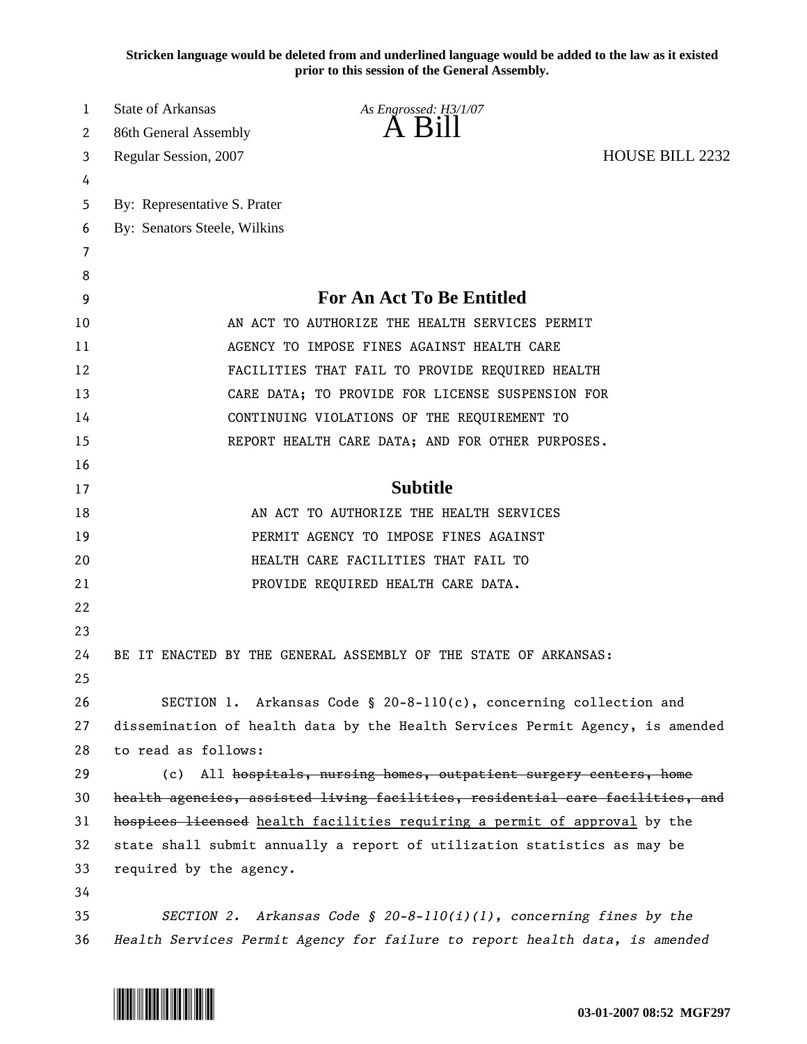**Stricken language would be deleted from and underlined language would be added to the law as it existed prior to this session of the General Assembly.**

State of Arkansas *As Engrossed: H3/1/07*
86th General Assembly **A Bill**
Regular Session, 2007 HOUSE BILL 2232

By: Representative S. Prater
By: Senators Steele, Wilkins

## For An Act To Be Entitled

AN ACT TO AUTHORIZE THE HEALTH SERVICES PERMIT AGENCY TO IMPOSE FINES AGAINST HEALTH CARE FACILITIES THAT FAIL TO PROVIDE REQUIRED HEALTH CARE DATA; TO PROVIDE FOR LICENSE SUSPENSION FOR CONTINUING VIOLATIONS OF THE REQUIREMENT TO REPORT HEALTH CARE DATA; AND FOR OTHER PURPOSES.

## Subtitle

AN ACT TO AUTHORIZE THE HEALTH SERVICES PERMIT AGENCY TO IMPOSE FINES AGAINST HEALTH CARE FACILITIES THAT FAIL TO PROVIDE REQUIRED HEALTH CARE DATA.

BE IT ENACTED BY THE GENERAL ASSEMBLY OF THE STATE OF ARKANSAS:

SECTION 1. Arkansas Code § 20-8-110(c), concerning collection and dissemination of health data by the Health Services Permit Agency, is amended to read as follows:

(c) All ~~hospitals, nursing homes, outpatient surgery centers, home health agencies, assisted living facilities, residential care facilities, and hospices licensed~~ <u>health facilities requiring a permit of approval</u> by the state shall submit annually a report of utilization statistics as may be required by the agency.

*SECTION 2. Arkansas Code § 20-8-110(i)(1), concerning fines by the Health Services Permit Agency for failure to report health data, is amended*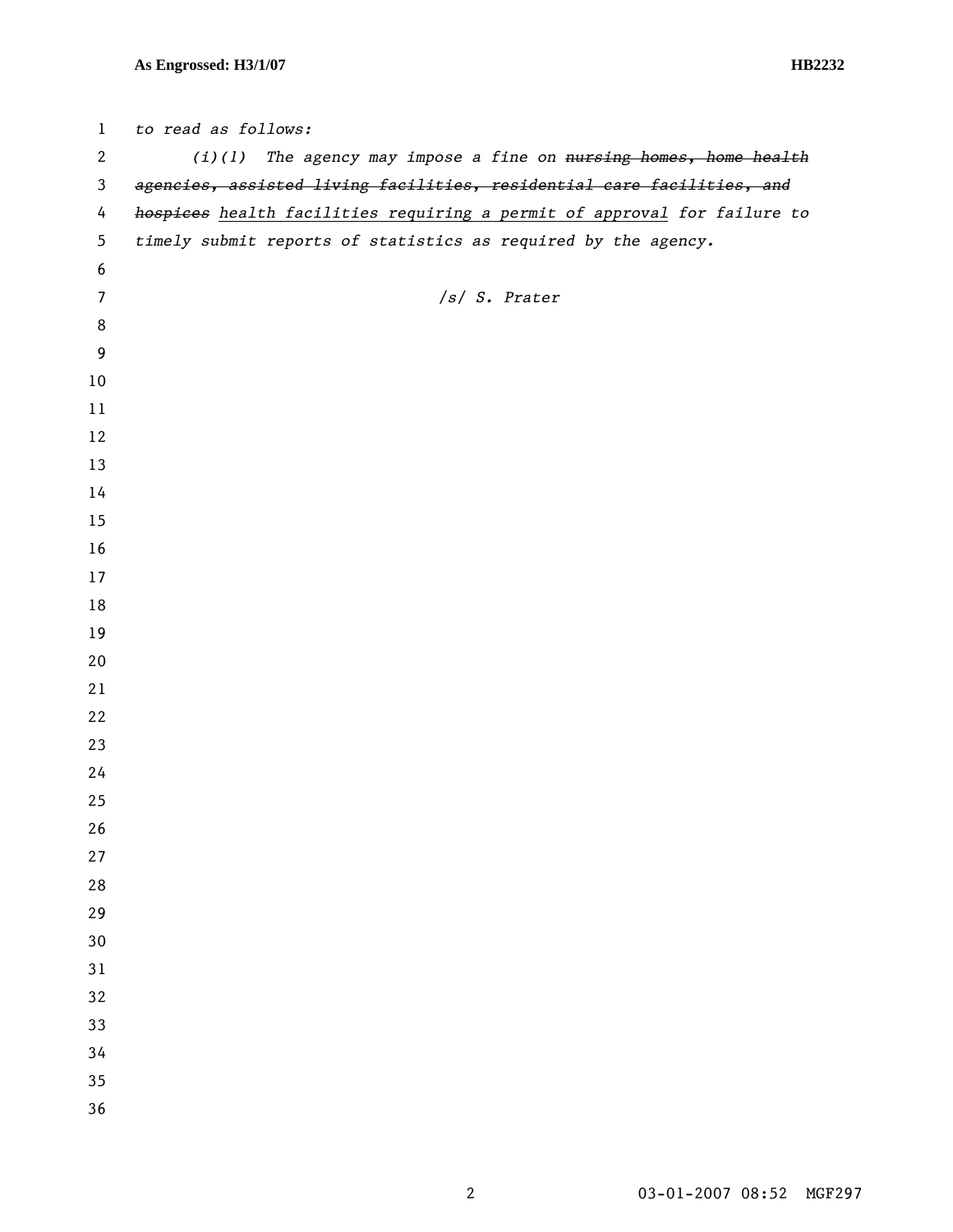*to read as follows:*

*(i)(1) The agency may impose a fine on ~~nursing homes, home health agencies, assisted living facilities, residential care facilities, and hospices~~ <u>health facilities requiring a permit of approval</u> for failure to timely submit reports of statistics as required by the agency.*

*/s/ S. Prater*